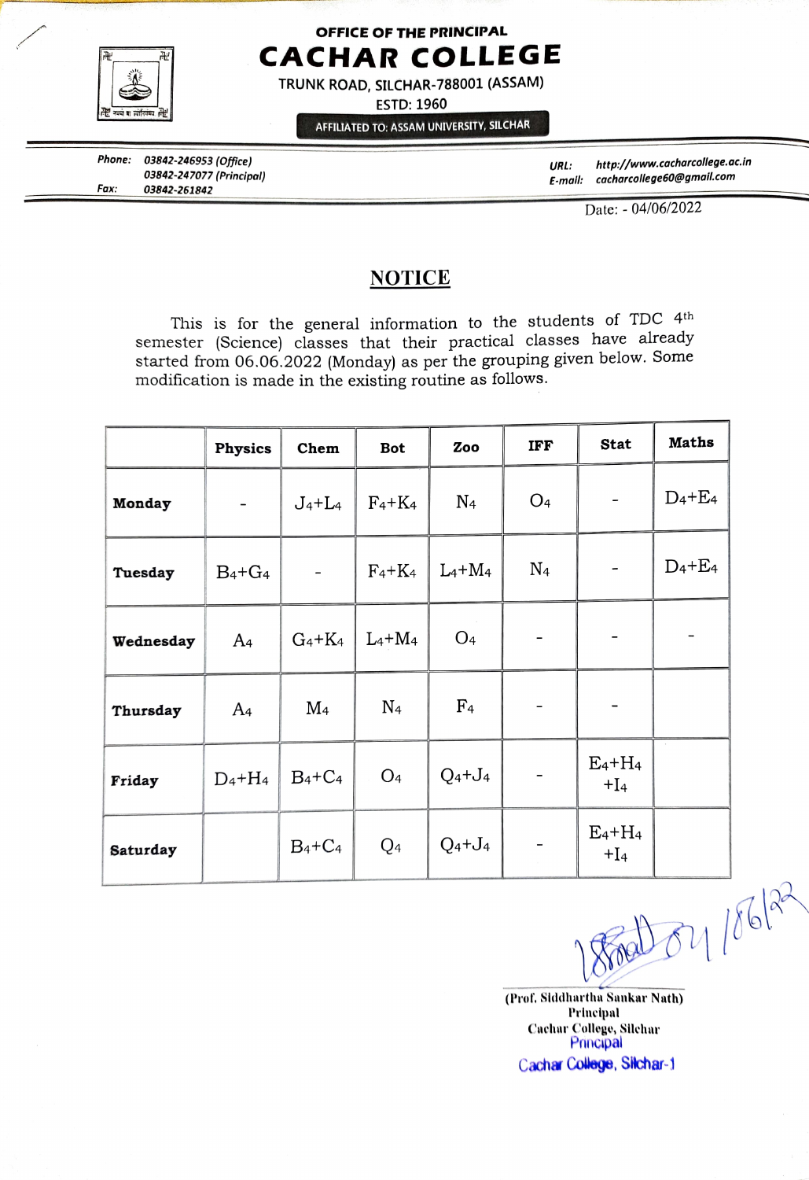OFFICE OF THE PRINCIPAL

# CACHAR COLLEGE

TRUNK ROAD, SILCHAR-788001 (ASSAM)

ESTD: 1960

AFFILIATED TO: ASSAM UNIVERSITY, SILCHAR

Phone: 03842-246953 (Office)
03842-247077 (Principal)
Fax: 03842-261842

URL: http://www.cacharcollege.ac.in
E-mail: cacharcollege60@gmail.com

Date: - 04/06/2022

## NOTICE

This is for the general information to the students of TDC 4th semester (Science) classes that their practical classes have already started from 06.06.2022 (Monday) as per the grouping given below. Some modification is made in the existing routine as follows.

| | Physics | Chem | Bot | Zoo | IFF | Stat | Maths |
|---|---|---|---|---|---|---|---|
| **Monday** | - | $J_4+L_4$ | $F_4+K_4$ | $N_4$ | $O_4$ | - | $D_4+E_4$ |
| **Tuesday** | $B_4+G_4$ | - | $F_4+K_4$ | $L_4+M_4$ | $N_4$ | - | $D_4+E_4$ |
| **Wednesday** | $A_4$ | $G_4+K_4$ | $L_4+M_4$ | $O_4$ | - | - | - |
| **Thursday** | $A_4$ | $M_4$ | $N_4$ | $F_4$ | - | - | |
| **Friday** | $D_4+H_4$ | $B_4+C_4$ | $O_4$ | $Q_4+J_4$ | - | $E_4+H_4+I_4$ | |
| **Saturday** | | $B_4+C_4$ | $Q_4$ | $Q_4+J_4$ | - | $E_4+H_4+I_4$ | |

(Prof. Siddhartha Sankar Nath)
Principal
Cachar College, Silchar
Principal
Cachar College, Silchar-1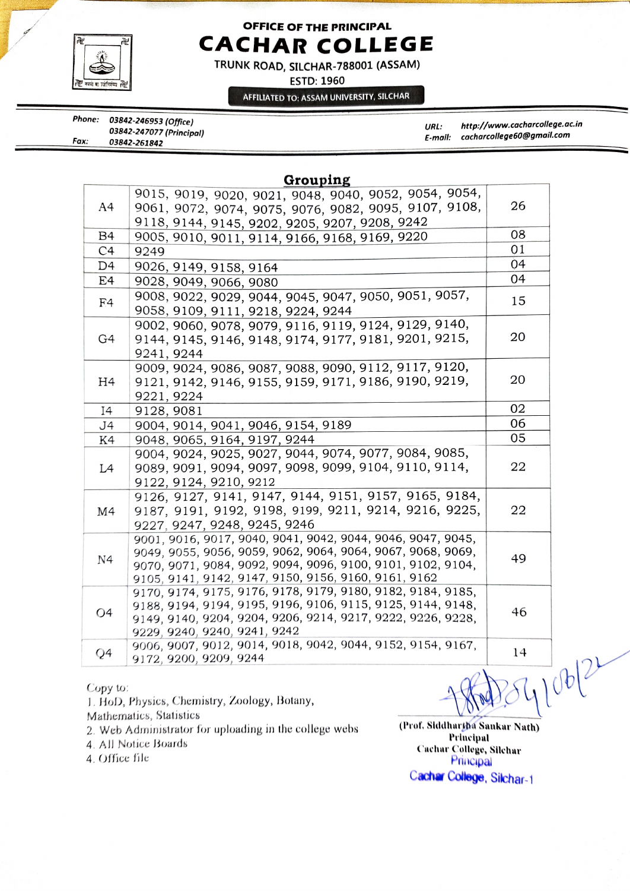OFFICE OF THE PRINCIPAL

# CACHAR COLLEGE

TRUNK ROAD, SILCHAR-788001 (ASSAM)

ESTD: 1960

AFFILIATED TO: ASSAM UNIVERSITY, SILCHAR

Phone: 03842-246953 (Office)
03842-247077 (Principal)
Fax: 03842-261842

URL: http://www.cacharcollege.ac.in
E-mail: cacharcollege60@gmail.com

## Grouping

| | | |
|---|---|---|
| A4 | 9015, 9019, 9020, 9021, 9048, 9040, 9052, 9054, 9054, 9061, 9072, 9074, 9075, 9076, 9082, 9095, 9107, 9108, 9118, 9144, 9145, 9202, 9205, 9207, 9208, 9242 | 26 |
| B4 | 9005, 9010, 9011, 9114, 9166, 9168, 9169, 9220 | 08 |
| C4 | 9249 | 01 |
| D4 | 9026, 9149, 9158, 9164 | 04 |
| E4 | 9028, 9049, 9066, 9080 | 04 |
| F4 | 9008, 9022, 9029, 9044, 9045, 9047, 9050, 9051, 9057, 9058, 9109, 9111, 9218, 9224, 9244 | 15 |
| G4 | 9002, 9060, 9078, 9079, 9116, 9119, 9124, 9129, 9140, 9144, 9145, 9146, 9148, 9174, 9177, 9181, 9201, 9215, 9241, 9244 | 20 |
| H4 | 9009, 9024, 9086, 9087, 9088, 9090, 9112, 9117, 9120, 9121, 9142, 9146, 9155, 9159, 9171, 9186, 9190, 9219, 9221, 9224 | 20 |
| I4 | 9128, 9081 | 02 |
| J4 | 9004, 9014, 9041, 9046, 9154, 9189 | 06 |
| K4 | 9048, 9065, 9164, 9197, 9244 | 05 |
| L4 | 9004, 9024, 9025, 9027, 9044, 9074, 9077, 9084, 9085, 9089, 9091, 9094, 9097, 9098, 9099, 9104, 9110, 9114, 9122, 9124, 9210, 9212 | 22 |
| M4 | 9126, 9127, 9141, 9147, 9144, 9151, 9157, 9165, 9184, 9187, 9191, 9192, 9198, 9199, 9211, 9214, 9216, 9225, 9227, 9247, 9248, 9245, 9246 | 22 |
| N4 | 9001, 9016, 9017, 9040, 9041, 9042, 9044, 9046, 9047, 9045, 9049, 9055, 9056, 9059, 9062, 9064, 9064, 9067, 9068, 9069, 9070, 9071, 9084, 9092, 9094, 9096, 9100, 9101, 9102, 9104, 9105, 9141, 9142, 9147, 9150, 9156, 9160, 9161, 9162 | 49 |
| O4 | 9170, 9174, 9175, 9176, 9178, 9179, 9180, 9182, 9184, 9185, 9188, 9194, 9194, 9195, 9196, 9106, 9115, 9125, 9144, 9148, 9149, 9140, 9204, 9204, 9206, 9214, 9217, 9222, 9226, 9228, 9229, 9240, 9240, 9241, 9242 | 46 |
| Q4 | 9006, 9007, 9012, 9014, 9018, 9042, 9044, 9152, 9154, 9167, 9172, 9200, 9209, 9244 | 14 |

Copy to:
1. HoD, Physics, Chemistry, Zoology, Botany, Mathematics, Statistics
2. Web Administrator for uploading in the college webs
4. All Notice Boards
4. Office file

(Prof. Siddhartha Sankar Nath)
Principal
Cachar College, Silchar
Principal
Cachar College, Silchar-1